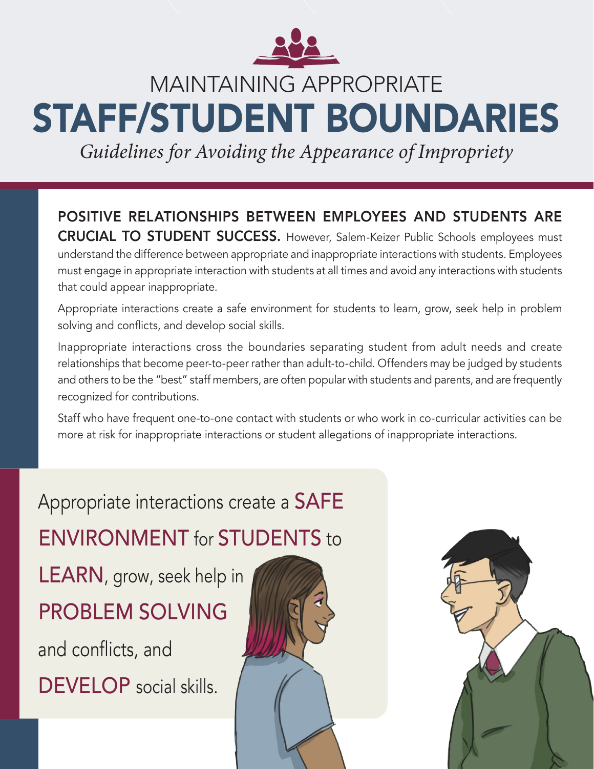# MAINTAINING APPROPRIATE STAFF/STUDENT BOUNDARIES

*Guidelines for Avoiding the Appearance of Impropriety*

**POSITIVE RELATIONSHIPS BETWEEN EMPLOYEES AND STUDENTS ARE CRUCIAL TO STUDENT SUCCESS.** However, Salem-Keizer Public Schools employees must understand the difference between appropriate and inappropriate interactions with students. Employees must engage in appropriate interaction with students at all times and avoid any interactions with students that could appear inappropriate.

Appropriate interactions create a safe environment for students to learn, grow, seek help in problem solving and conflicts, and develop social skills.

Inappropriate interactions cross the boundaries separating student from adult needs and create relationships that become peer-to-peer rather than adult-to-child. Offenders may be judged by students and others to be the "best" staff members, are often popular with students and parents, and are frequently recognized for contributions.

Staff who have frequent one-to-one contact with students or who work in co-curricular activities can be more at risk for inappropriate interactions or student allegations of inappropriate interactions.

Appropriate interactions create a SAFE ENVIRONMENT for STUDENTS to LEARN, grow, seek help in PROBLEM SOLVING and conflicts, and DEVELOP social skills.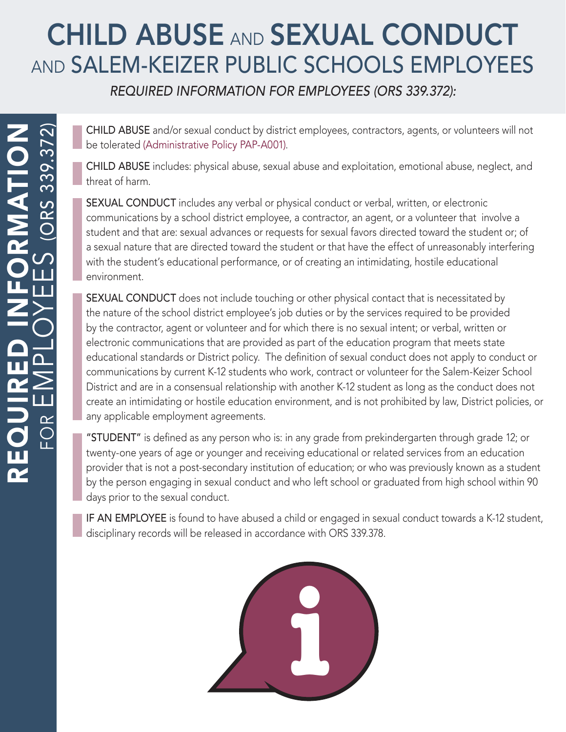# CHILD ABUSE AND SEXUAL CONDUCT AND SALEM-KEIZER PUBLIC SCHOOLS EMPLOYEES

*REQUIRED INFORMATION FOR EMPLOYEES (ORS 339.372):*

**REQUIRED INFORMATION** FOR EMPLOYEES (ORS 339.372)

**CHILD ABUSE** and/or sexual conduct by district employees, contractors, agents, or volunteers will not be tolerated (Administrative Policy PAP-A001).

**CHILD ABUSE** includes: physical abuse, sexual abuse and exploitation, emotional abuse, neglect, and threat of harm.

**SEXUAL CONDUCT** includes any verbal or physical conduct or verbal, written, or electronic communications by a school district employee, a contractor, an agent, or a volunteer that involve a student and that are: sexual advances or requests for sexual favors directed toward the student or; of a sexual nature that are directed toward the student or that have the effect of unreasonably interfering with the student's educational performance, or of creating an intimidating, hostile educational environment.

**SEXUAL CONDUCT** does not include touching or other physical contact that is necessitated by the nature of the school district employee's job duties or by the services required to be provided by the contractor, agent or volunteer and for which there is no sexual intent; or verbal, written or electronic communications that are provided as part of the education program that meets state educational standards or District policy. The definition of sexual conduct does not apply to conduct or communications by current K-12 students who work, contract or volunteer for the Salem-Keizer School District and are in a consensual relationship with another K-12 student as long as the conduct does not create an intimidating or hostile education environment, and is not prohibited by law, District policies, or any applicable employment agreements.

**"STUDENT"** is defined as any person who is: in any grade from prekindergarten through grade 12; or twenty-one years of age or younger and receiving educational or related services from an education provider that is not a post-secondary institution of education; or who was previously known as a student by the person engaging in sexual conduct and who left school or graduated from high school within 90 days prior to the sexual conduct.

**IF AN EMPLOYEE** is found to have abused a child or engaged in sexual conduct towards a K-12 student, disciplinary records will be released in accordance with ORS 339.378.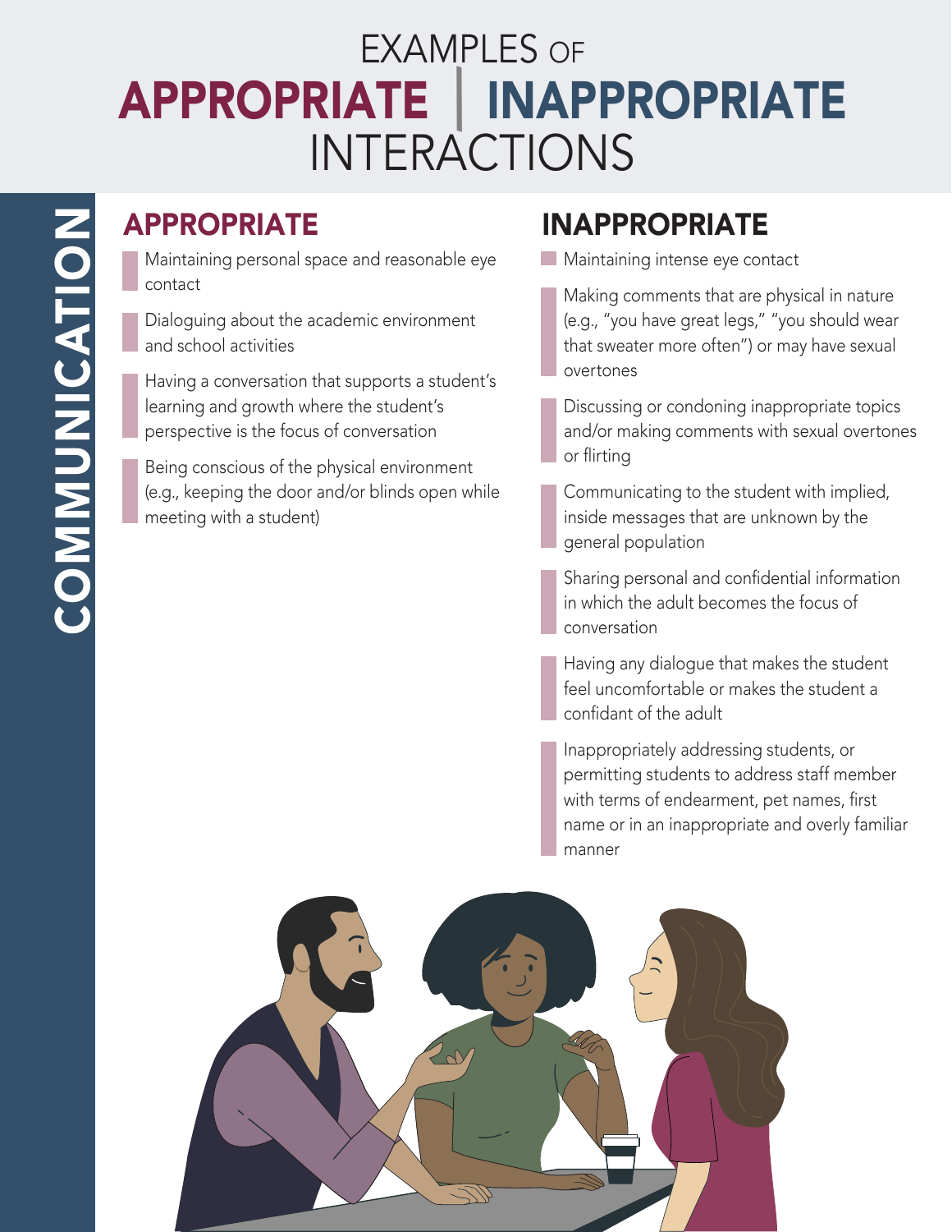# EXAMPLES OF APPROPRIATE | INAPPROPRIATE INTERACTIONS

## COMMUNICATION

### APPROPRIATE

- Maintaining personal space and reasonable eye contact
- Dialoguing about the academic environment and school activities
- Having a conversation that supports a student's learning and growth where the student's perspective is the focus of conversation
- Being conscious of the physical environment (e.g., keeping the door and/or blinds open while meeting with a student)

### INAPPROPRIATE

- Maintaining intense eye contact
- Making comments that are physical in nature (e.g., "you have great legs," "you should wear that sweater more often") or may have sexual overtones
- Discussing or condoning inappropriate topics and/or making comments with sexual overtones or flirting
- Communicating to the student with implied, inside messages that are unknown by the general population
- Sharing personal and confidential information in which the adult becomes the focus of conversation
- Having any dialogue that makes the student feel uncomfortable or makes the student a confidant of the adult
- Inappropriately addressing students, or permitting students to address staff member with terms of endearment, pet names, first name or in an inappropriate and overly familiar manner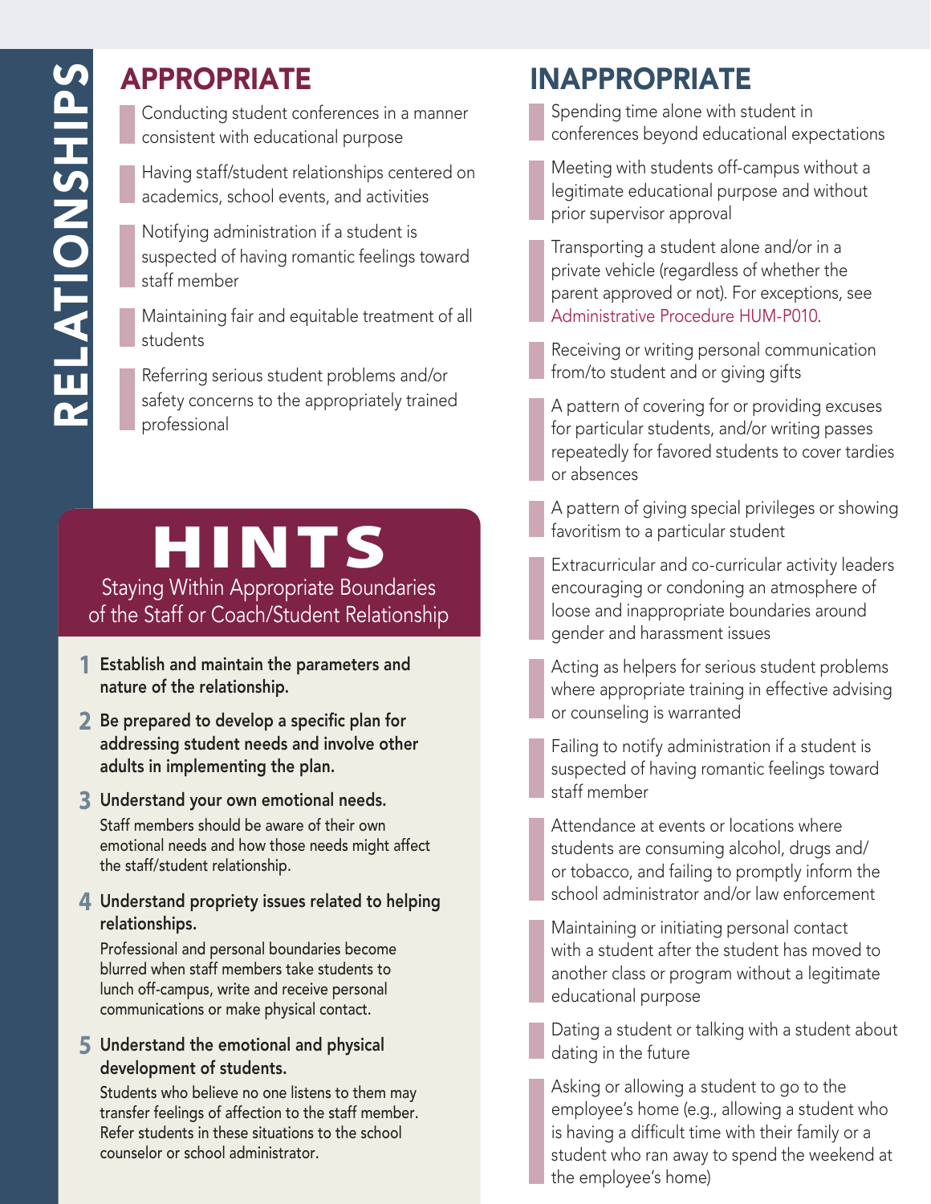# RELATIONSHIPS

## APPROPRIATE

- Conducting student conferences in a manner consistent with educational purpose
- Having staff/student relationships centered on academics, school events, and activities
- Notifying administration if a student is suspected of having romantic feelings toward staff member
- Maintaining fair and equitable treatment of all students
- Referring serious student problems and/or safety concerns to the appropriately trained professional

## HINTS

### Staying Within Appropriate Boundaries of the Staff or Coach/Student Relationship

1. **Establish and maintain the parameters and nature of the relationship.**
2. **Be prepared to develop a specific plan for addressing student needs and involve other adults in implementing the plan.**
3. **Understand your own emotional needs.** Staff members should be aware of their own emotional needs and how those needs might affect the staff/student relationship.
4. **Understand propriety issues related to helping relationships.** Professional and personal boundaries become blurred when staff members take students to lunch off-campus, write and receive personal communications or make physical contact.
5. **Understand the emotional and physical development of students.** Students who believe no one listens to them may transfer feelings of affection to the staff member. Refer students in these situations to the school counselor or school administrator.

## INAPPROPRIATE

- Spending time alone with student in conferences beyond educational expectations
- Meeting with students off-campus without a legitimate educational purpose and without prior supervisor approval
- Transporting a student alone and/or in a private vehicle (regardless of whether the parent approved or not). For exceptions, see Administrative Procedure HUM-P010.
- Receiving or writing personal communication from/to student and or giving gifts
- A pattern of covering for or providing excuses for particular students, and/or writing passes repeatedly for favored students to cover tardies or absences
- A pattern of giving special privileges or showing favoritism to a particular student
- Extracurricular and co-curricular activity leaders encouraging or condoning an atmosphere of loose and inappropriate boundaries around gender and harassment issues
- Acting as helpers for serious student problems where appropriate training in effective advising or counseling is warranted
- Failing to notify administration if a student is suspected of having romantic feelings toward staff member
- Attendance at events or locations where students are consuming alcohol, drugs and/or tobacco, and failing to promptly inform the school administrator and/or law enforcement
- Maintaining or initiating personal contact with a student after the student has moved to another class or program without a legitimate educational purpose
- Dating a student or talking with a student about dating in the future
- Asking or allowing a student to go to the employee's home (e.g., allowing a student who is having a difficult time with their family or a student who ran away to spend the weekend at the employee's home)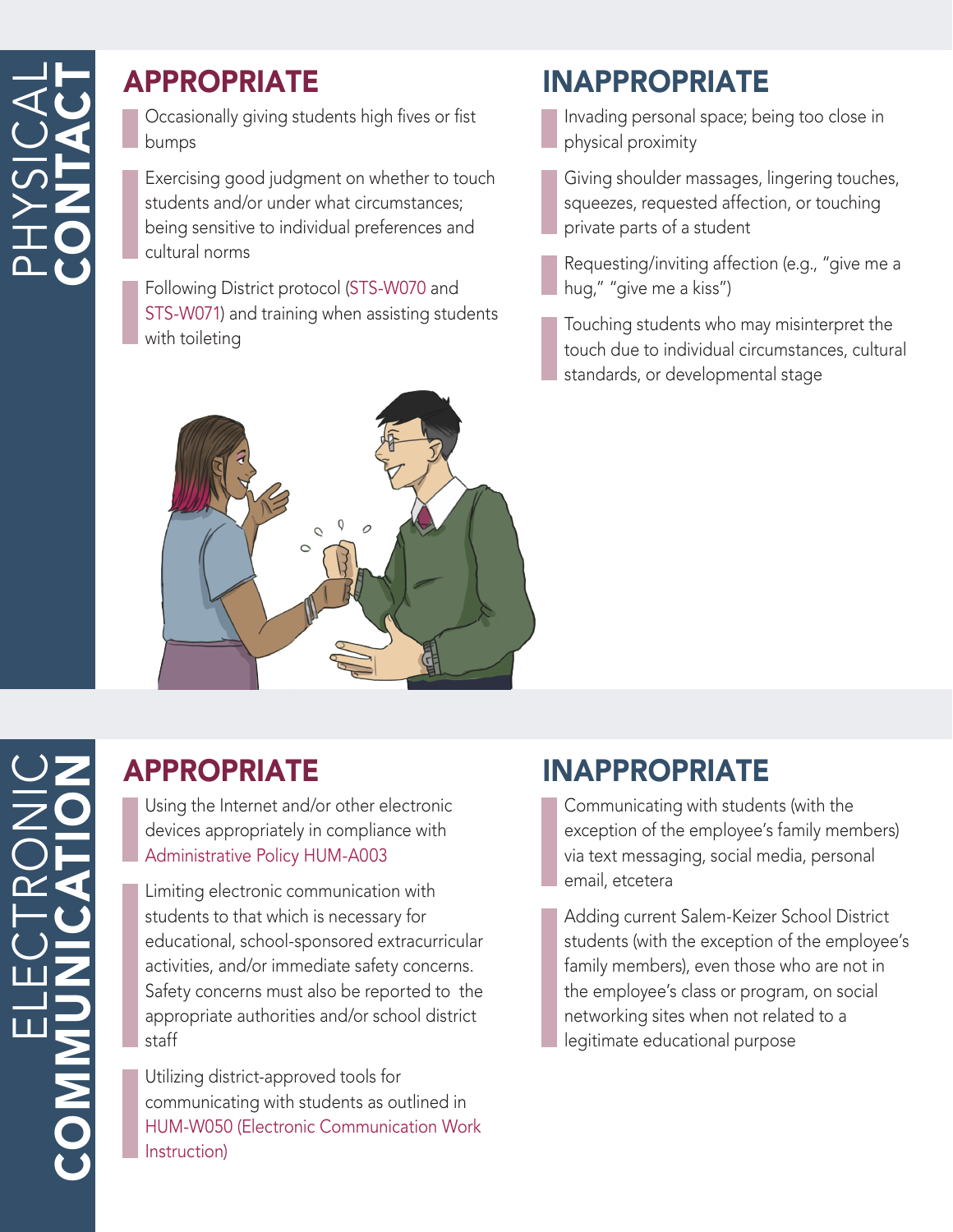# PHYSICAL CONTACT

## APPROPRIATE

- Occasionally giving students high fives or fist bumps
- Exercising good judgment on whether to touch students and/or under what circumstances; being sensitive to individual preferences and cultural norms
- Following District protocol (STS-W070 and STS-W071) and training when assisting students with toileting

## INAPPROPRIATE

- Invading personal space; being too close in physical proximity
- Giving shoulder massages, lingering touches, squeezes, requested affection, or touching private parts of a student
- Requesting/inviting affection (e.g., "give me a hug," "give me a kiss")
- Touching students who may misinterpret the touch due to individual circumstances, cultural standards, or developmental stage

# ELECTRONIC COMMUNICATION

## APPROPRIATE

- Using the Internet and/or other electronic devices appropriately in compliance with Administrative Policy HUM-A003
- Limiting electronic communication with students to that which is necessary for educational, school-sponsored extracurricular activities, and/or immediate safety concerns. Safety concerns must also be reported to the appropriate authorities and/or school district staff
- Utilizing district-approved tools for communicating with students as outlined in HUM-W050 (Electronic Communication Work Instruction)

## INAPPROPRIATE

- Communicating with students (with the exception of the employee's family members) via text messaging, social media, personal email, etcetera
- Adding current Salem-Keizer School District students (with the exception of the employee's family members), even those who are not in the employee's class or program, on social networking sites when not related to a legitimate educational purpose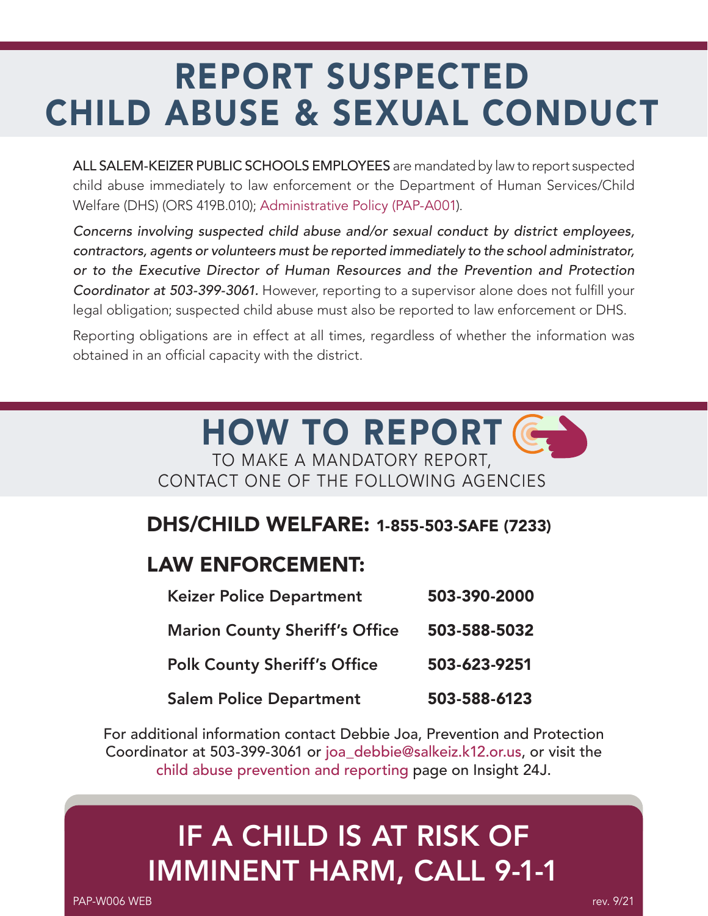# REPORT SUSPECTED CHILD ABUSE & SEXUAL CONDUCT

ALL SALEM-KEIZER PUBLIC SCHOOLS EMPLOYEES are mandated by law to report suspected child abuse immediately to law enforcement or the Department of Human Services/Child Welfare (DHS) (ORS 419B.010); Administrative Policy (PAP-A001).

*Concerns involving suspected child abuse and/or sexual conduct by district employees, contractors, agents or volunteers must be reported immediately to the school administrator, or to the Executive Director of Human Resources and the Prevention and Protection Coordinator at 503-399-3061.* However, reporting to a supervisor alone does not fulfill your legal obligation; suspected child abuse must also be reported to law enforcement or DHS.

Reporting obligations are in effect at all times, regardless of whether the information was obtained in an official capacity with the district.

## HOW TO REPORT

TO MAKE A MANDATORY REPORT, CONTACT ONE OF THE FOLLOWING AGENCIES

### DHS/CHILD WELFARE: 1-855-503-SAFE (7233)

### LAW ENFORCEMENT:

| | |
|---|---|
| **Keizer Police Department** | **503-390-2000** |
| **Marion County Sheriff's Office** | **503-588-5032** |
| **Polk County Sheriff's Office** | **503-623-9251** |
| **Salem Police Department** | **503-588-6123** |

For additional information contact Debbie Joa, Prevention and Protection Coordinator at 503-399-3061 or joa_debbie@salkeiz.k12.or.us, or visit the child abuse prevention and reporting page on Insight 24J.

## IF A CHILD IS AT RISK OF IMMINENT HARM, CALL 9-1-1

PAP-W006 WEB

rev. 9/21